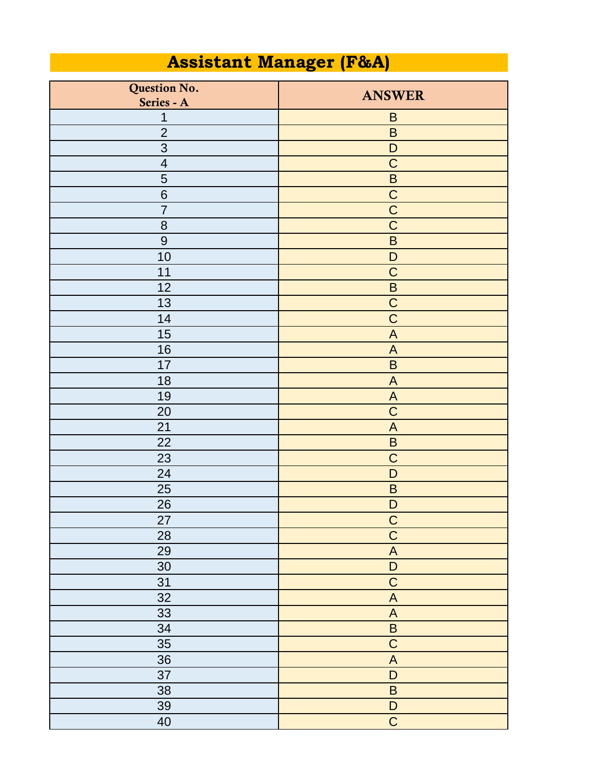# Assistant Manager (F&A)

| Question No. Series - A | ANSWER |
|---|---|
| 1 | B |
| 2 | B |
| 3 | D |
| 4 | C |
| 5 | B |
| 6 | C |
| 7 | C |
| 8 | C |
| 9 | B |
| 10 | D |
| 11 | C |
| 12 | B |
| 13 | C |
| 14 | C |
| 15 | A |
| 16 | A |
| 17 | B |
| 18 | A |
| 19 | A |
| 20 | C |
| 21 | A |
| 22 | B |
| 23 | C |
| 24 | D |
| 25 | B |
| 26 | D |
| 27 | C |
| 28 | C |
| 29 | A |
| 30 | D |
| 31 | C |
| 32 | A |
| 33 | A |
| 34 | B |
| 35 | C |
| 36 | A |
| 37 | D |
| 38 | B |
| 39 | D |
| 40 | C |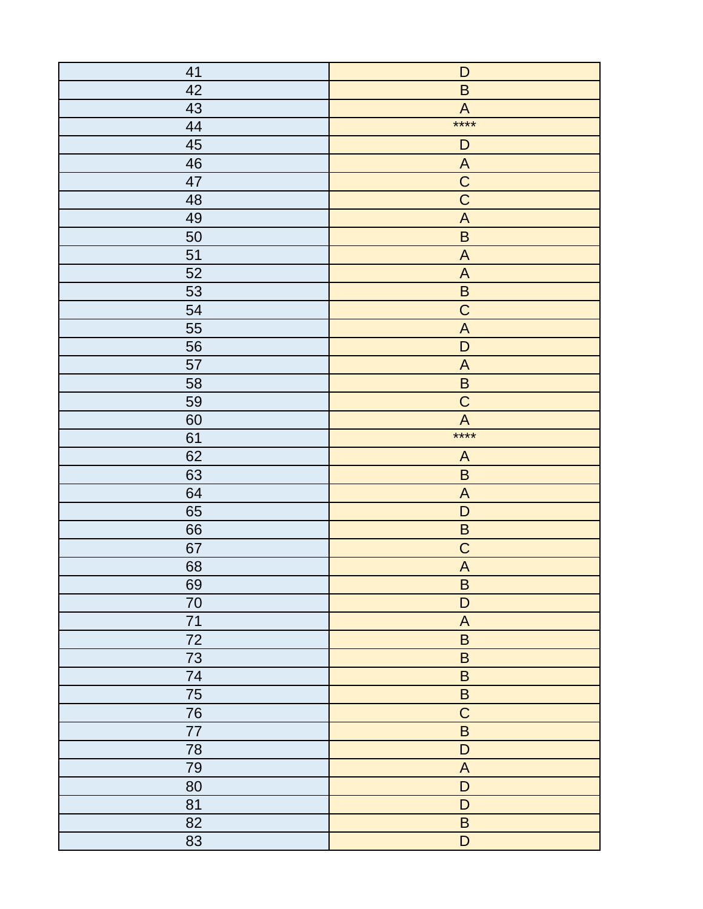| 41 | D |
|---|---|
| 42 | B |
| 43 | A |
| 44 | **** |
| 45 | D |
| 46 | A |
| 47 | C |
| 48 | C |
| 49 | A |
| 50 | B |
| 51 | A |
| 52 | A |
| 53 | B |
| 54 | C |
| 55 | A |
| 56 | D |
| 57 | A |
| 58 | B |
| 59 | C |
| 60 | A |
| 61 | **** |
| 62 | A |
| 63 | B |
| 64 | A |
| 65 | D |
| 66 | B |
| 67 | C |
| 68 | A |
| 69 | B |
| 70 | D |
| 71 | A |
| 72 | B |
| 73 | B |
| 74 | B |
| 75 | B |
| 76 | C |
| 77 | B |
| 78 | D |
| 79 | A |
| 80 | D |
| 81 | D |
| 82 | B |
| 83 | D |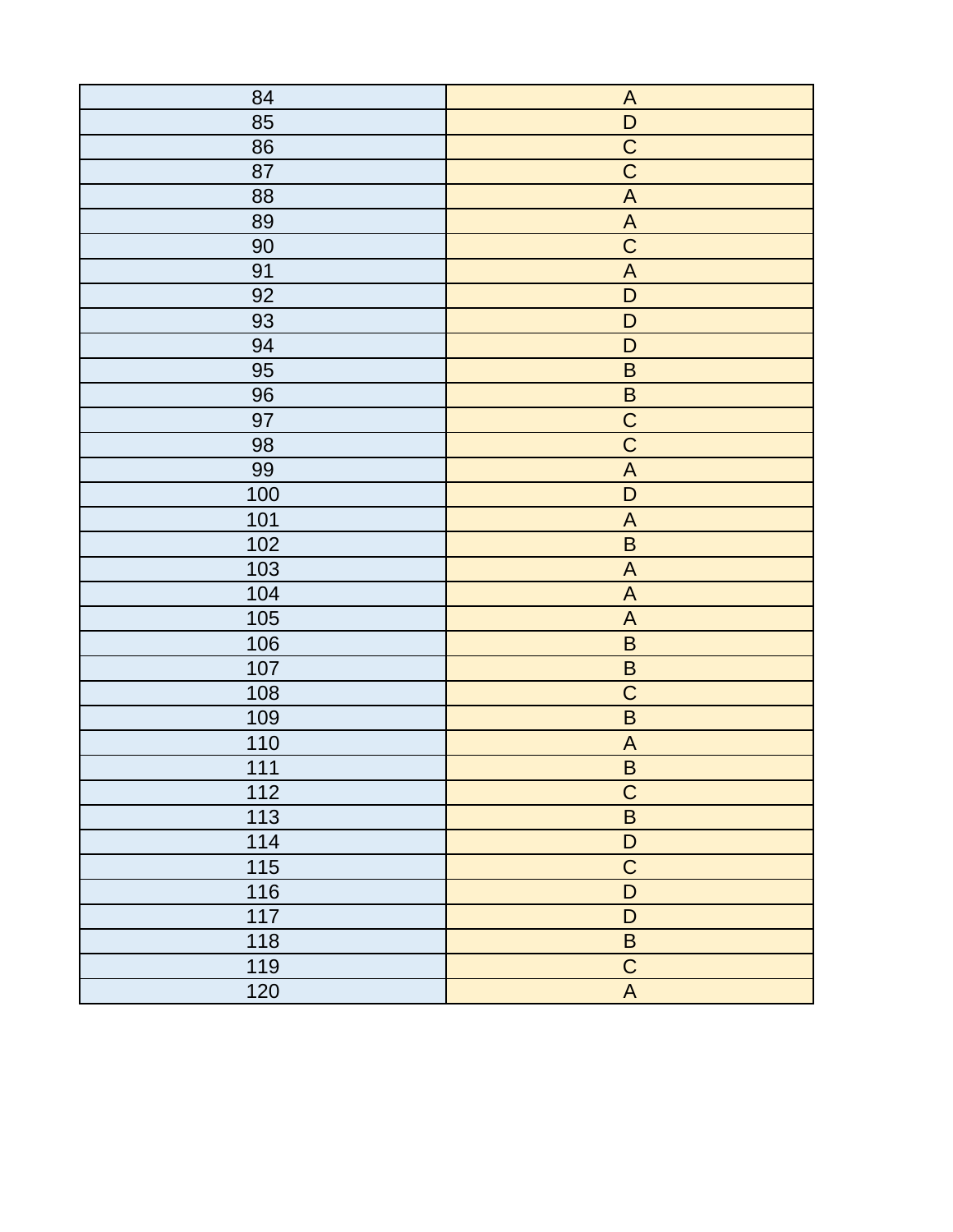| | |
|---|---|
| 84 | A |
| 85 | D |
| 86 | C |
| 87 | C |
| 88 | A |
| 89 | A |
| 90 | C |
| 91 | A |
| 92 | D |
| 93 | D |
| 94 | D |
| 95 | B |
| 96 | B |
| 97 | C |
| 98 | C |
| 99 | A |
| 100 | D |
| 101 | A |
| 102 | B |
| 103 | A |
| 104 | A |
| 105 | A |
| 106 | B |
| 107 | B |
| 108 | C |
| 109 | B |
| 110 | A |
| 111 | B |
| 112 | C |
| 113 | B |
| 114 | D |
| 115 | C |
| 116 | D |
| 117 | D |
| 118 | B |
| 119 | C |
| 120 | A |